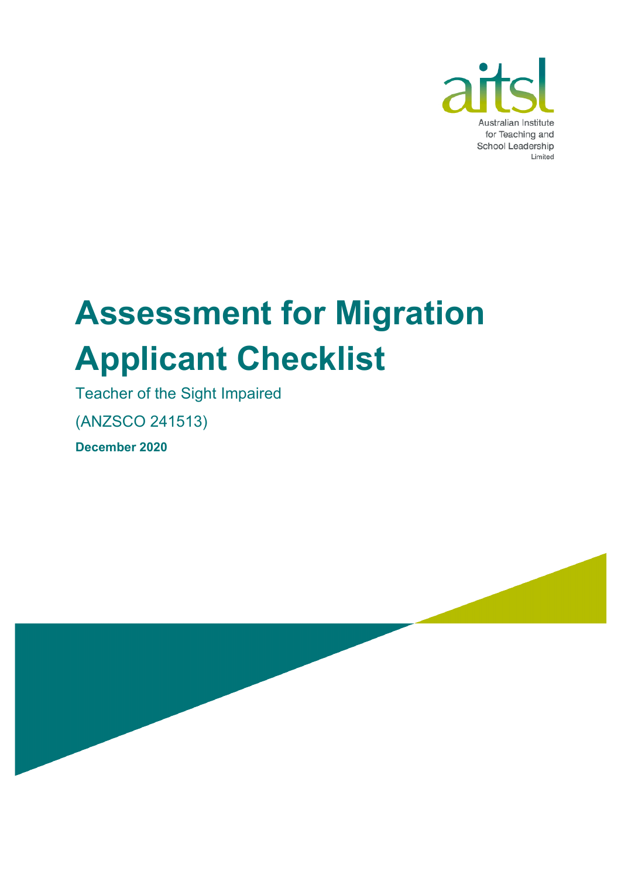aitsl

Australian Institute for Teaching and School Leadership Limited

# Assessment for Migration Applicant Checklist

Teacher of the Sight Impaired

(ANZSCO 241513)

**December 2020**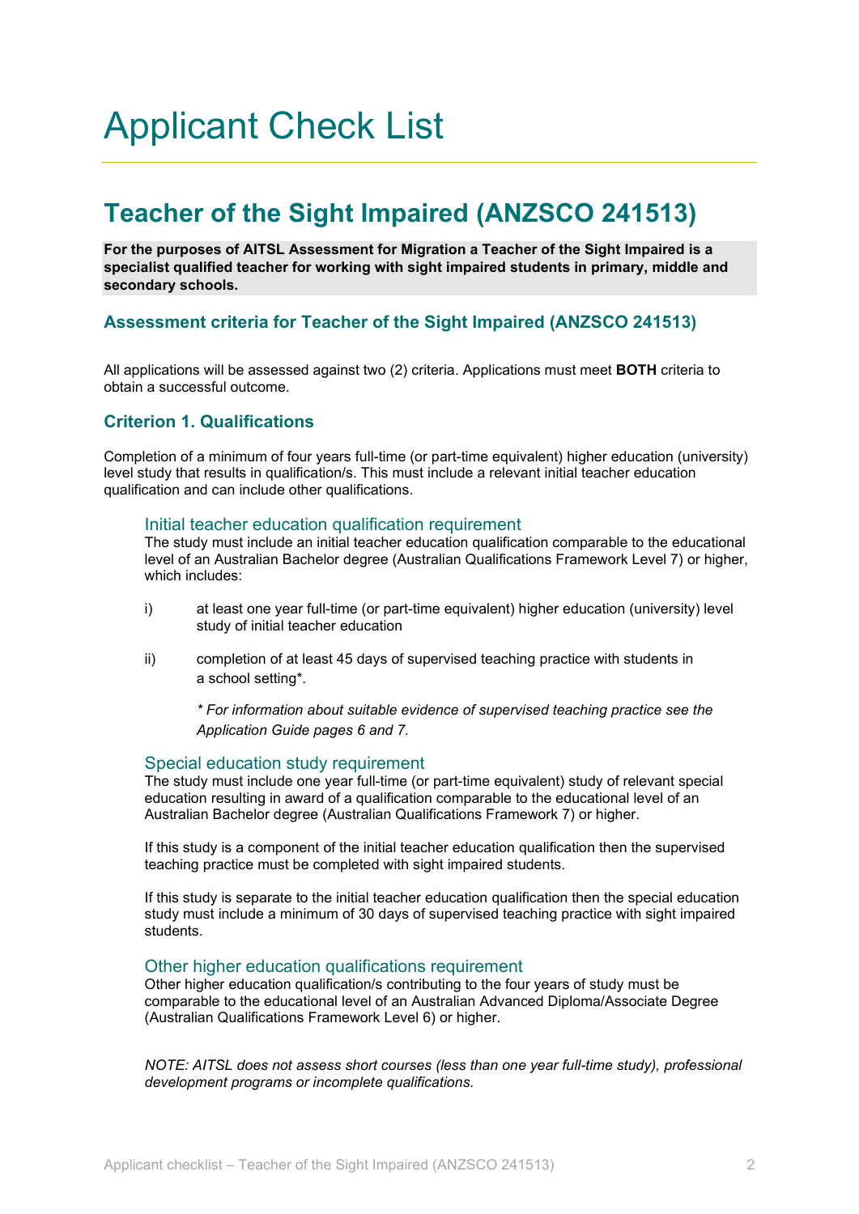# Applicant Check List

## Teacher of the Sight Impaired (ANZSCO 241513)

**For the purposes of AITSL Assessment for Migration a Teacher of the Sight Impaired is a specialist qualified teacher for working with sight impaired students in primary, middle and secondary schools.**

### Assessment criteria for Teacher of the Sight Impaired (ANZSCO 241513)

All applications will be assessed against two (2) criteria. Applications must meet **BOTH** criteria to obtain a successful outcome.

### Criterion 1. Qualifications

Completion of a minimum of four years full-time (or part-time equivalent) higher education (university) level study that results in qualification/s. This must include a relevant initial teacher education qualification and can include other qualifications.

#### Initial teacher education qualification requirement

The study must include an initial teacher education qualification comparable to the educational level of an Australian Bachelor degree (Australian Qualifications Framework Level 7) or higher, which includes:

i) at least one year full-time (or part-time equivalent) higher education (university) level study of initial teacher education

ii) completion of at least 45 days of supervised teaching practice with students in a school setting*.

*\* For information about suitable evidence of supervised teaching practice see the Application Guide pages 6 and 7.*

#### Special education study requirement

The study must include one year full-time (or part-time equivalent) study of relevant special education resulting in award of a qualification comparable to the educational level of an Australian Bachelor degree (Australian Qualifications Framework 7) or higher.

If this study is a component of the initial teacher education qualification then the supervised teaching practice must be completed with sight impaired students.

If this study is separate to the initial teacher education qualification then the special education study must include a minimum of 30 days of supervised teaching practice with sight impaired students.

#### Other higher education qualifications requirement

Other higher education qualification/s contributing to the four years of study must be comparable to the educational level of an Australian Advanced Diploma/Associate Degree (Australian Qualifications Framework Level 6) or higher.

*NOTE: AITSL does not assess short courses (less than one year full-time study), professional development programs or incomplete qualifications.*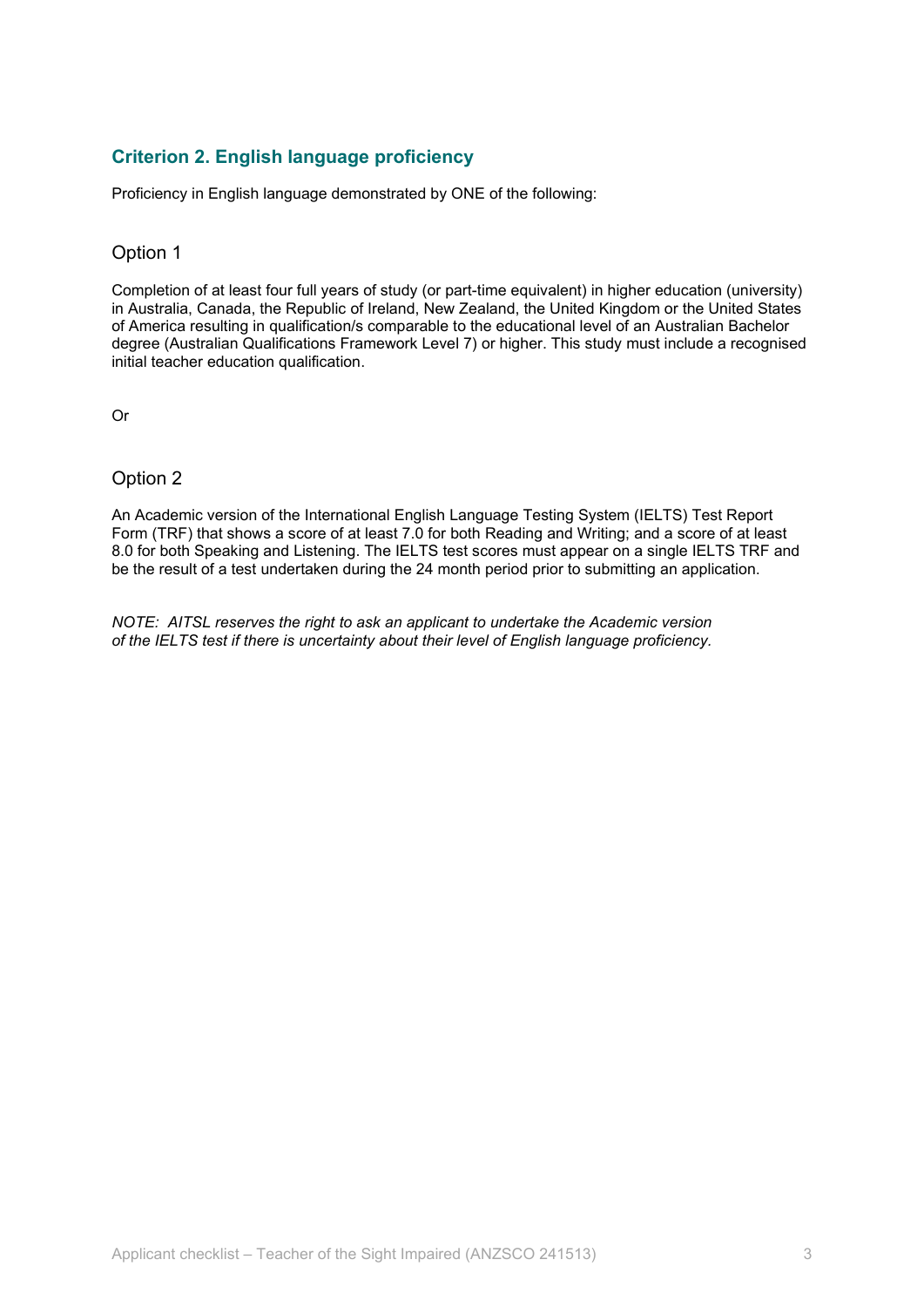## Criterion 2. English language proficiency

Proficiency in English language demonstrated by ONE of the following:

### Option 1

Completion of at least four full years of study (or part-time equivalent) in higher education (university) in Australia, Canada, the Republic of Ireland, New Zealand, the United Kingdom or the United States of America resulting in qualification/s comparable to the educational level of an Australian Bachelor degree (Australian Qualifications Framework Level 7) or higher. This study must include a recognised initial teacher education qualification.

Or

### Option 2

An Academic version of the International English Language Testing System (IELTS) Test Report Form (TRF) that shows a score of at least 7.0 for both Reading and Writing; and a score of at least 8.0 for both Speaking and Listening. The IELTS test scores must appear on a single IELTS TRF and be the result of a test undertaken during the 24 month period prior to submitting an application.

*NOTE: AITSL reserves the right to ask an applicant to undertake the Academic version of the IELTS test if there is uncertainty about their level of English language proficiency.*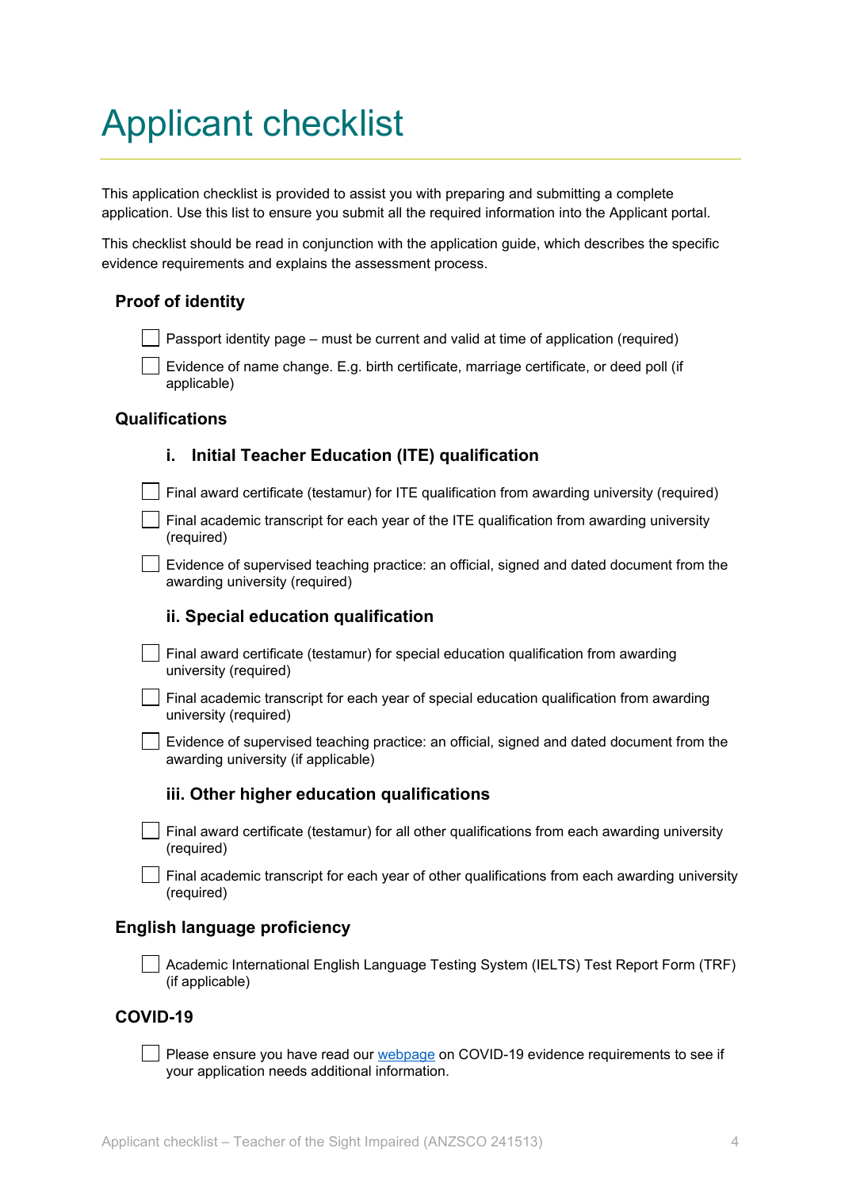# Applicant checklist

This application checklist is provided to assist you with preparing and submitting a complete application. Use this list to ensure you submit all the required information into the Applicant portal.

This checklist should be read in conjunction with the application guide, which describes the specific evidence requirements and explains the assessment process.

## Proof of identity

- [ ] Passport identity page – must be current and valid at time of application (required)
- [ ] Evidence of name change. E.g. birth certificate, marriage certificate, or deed poll (if applicable)

## Qualifications

### i. Initial Teacher Education (ITE) qualification

- [ ] Final award certificate (testamur) for ITE qualification from awarding university (required)
- [ ] Final academic transcript for each year of the ITE qualification from awarding university (required)
- [ ] Evidence of supervised teaching practice: an official, signed and dated document from the awarding university (required)

### ii. Special education qualification

- [ ] Final award certificate (testamur) for special education qualification from awarding university (required)
- [ ] Final academic transcript for each year of special education qualification from awarding university (required)
- [ ] Evidence of supervised teaching practice: an official, signed and dated document from the awarding university (if applicable)

### iii. Other higher education qualifications

- [ ] Final award certificate (testamur) for all other qualifications from each awarding university (required)
- [ ] Final academic transcript for each year of other qualifications from each awarding university (required)

## English language proficiency

- [ ] Academic International English Language Testing System (IELTS) Test Report Form (TRF) (if applicable)

## COVID-19

- [ ] Please ensure you have read our webpage on COVID-19 evidence requirements to see if your application needs additional information.